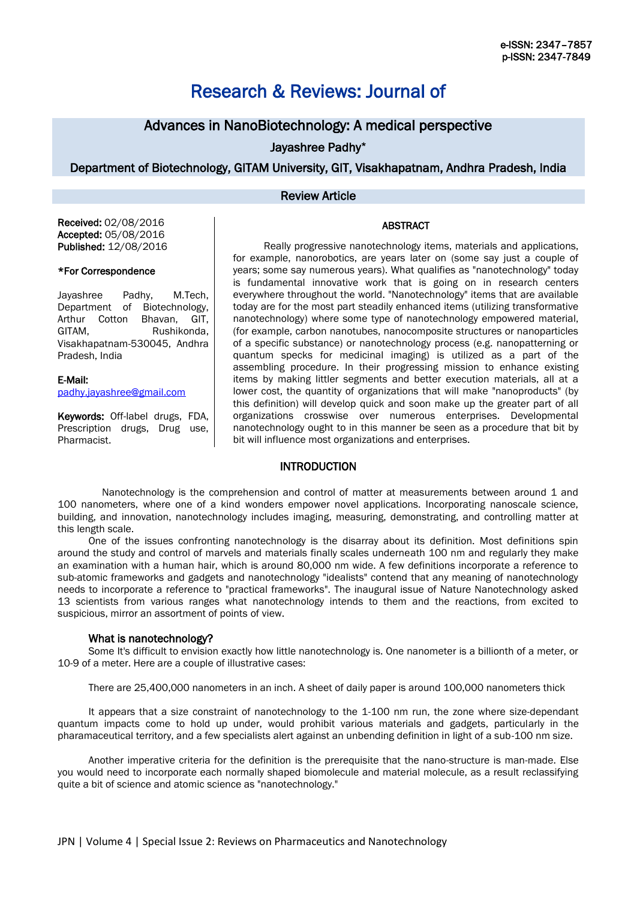e-ISSN: 2347-7857
p-ISSN: 2347-7849

# Research & Reviews: Journal of

## Advances in NanoBiotechnology: A medical perspective

**Jayashree Padhy***

**Department of Biotechnology, GITAM University, GIT, Visakhapatnam, Andhra Pradesh, India**

**Review Article**

**Received:** 02/08/2016
**Accepted:** 05/08/2016
**Published:** 12/08/2016

**\*For Correspondence**

Jayashree Padhy, M.Tech, Department of Biotechnology, Arthur Cotton Bhavan, GIT, GITAM, Rushikonda, Visakhapatnam-530045, Andhra Pradesh, India

**E-Mail:**
padhy.jayashree@gmail.com

**Keywords:** Off-label drugs, FDA, Prescription drugs, Drug use, Pharmacist.

### ABSTRACT

Really progressive nanotechnology items, materials and applications, for example, nanorobotics, are years later on (some say just a couple of years; some say numerous years). What qualifies as "nanotechnology" today is fundamental innovative work that is going on in research centers everywhere throughout the world. "Nanotechnology" items that are available today are for the most part steadily enhanced items (utilizing transformative nanotechnology) where some type of nanotechnology empowered material, (for example, carbon nanotubes, nanocomposite structures or nanoparticles of a specific substance) or nanotechnology process (e.g. nanopatterning or quantum specks for medicinal imaging) is utilized as a part of the assembling procedure. In their progressing mission to enhance existing items by making littler segments and better execution materials, all at a lower cost, the quantity of organizations that will make "nanoproducts" (by this definition) will develop quick and soon make up the greater part of all organizations crosswise over numerous enterprises. Developmental nanotechnology ought to in this manner be seen as a procedure that bit by bit will influence most organizations and enterprises.

### INTRODUCTION

Nanotechnology is the comprehension and control of matter at measurements between around 1 and 100 nanometers, where one of a kind wonders empower novel applications. Incorporating nanoscale science, building, and innovation, nanotechnology includes imaging, measuring, demonstrating, and controlling matter at this length scale.

One of the issues confronting nanotechnology is the disarray about its definition. Most definitions spin around the study and control of marvels and materials finally scales underneath 100 nm and regularly they make an examination with a human hair, which is around 80,000 nm wide. A few definitions incorporate a reference to sub-atomic frameworks and gadgets and nanotechnology "idealists" contend that any meaning of nanotechnology needs to incorporate a reference to "practical frameworks". The inaugural issue of Nature Nanotechnology asked 13 scientists from various ranges what nanotechnology intends to them and the reactions, from excited to suspicious, mirror an assortment of points of view.

#### What is nanotechnology?

Some It's difficult to envision exactly how little nanotechnology is. One nanometer is a billionth of a meter, or 10-9 of a meter. Here are a couple of illustrative cases:

There are 25,400,000 nanometers in an inch. A sheet of daily paper is around 100,000 nanometers thick

It appears that a size constraint of nanotechnology to the 1-100 nm run, the zone where size-dependant quantum impacts come to hold up under, would prohibit various materials and gadgets, particularly in the pharamaceutical territory, and a few specialists alert against an unbending definition in light of a sub-100 nm size.

Another imperative criteria for the definition is the prerequisite that the nano-structure is man-made. Else you would need to incorporate each normally shaped biomolecule and material molecule, as a result reclassifying quite a bit of science and atomic science as "nanotechnology."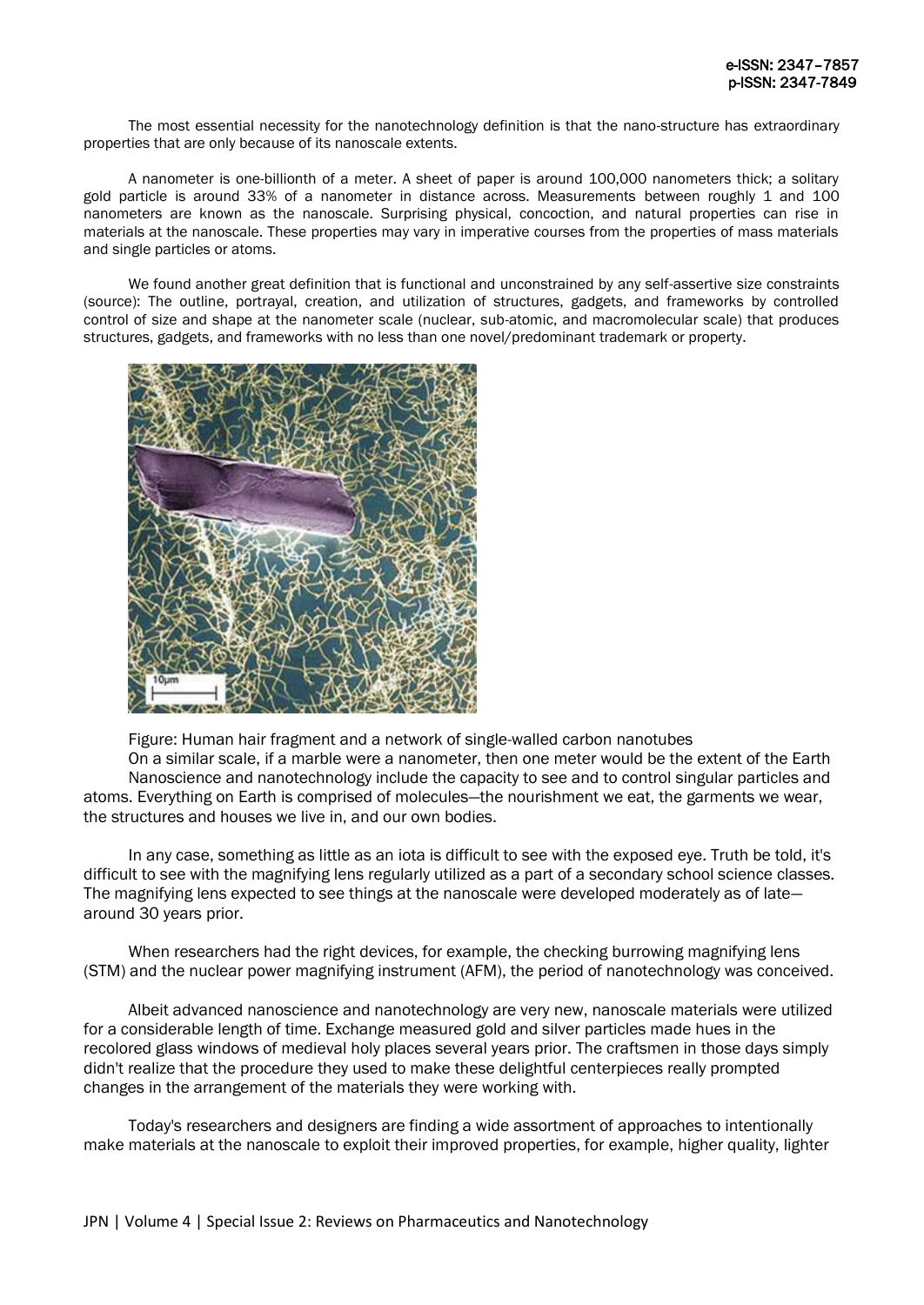The most essential necessity for the nanotechnology definition is that the nano-structure has extraordinary properties that are only because of its nanoscale extents.

A nanometer is one-billionth of a meter. A sheet of paper is around 100,000 nanometers thick; a solitary gold particle is around 33% of a nanometer in distance across. Measurements between roughly 1 and 100 nanometers are known as the nanoscale. Surprising physical, concoction, and natural properties can rise in materials at the nanoscale. These properties may vary in imperative courses from the properties of mass materials and single particles or atoms.

We found another great definition that is functional and unconstrained by any self-assertive size constraints (source): The outline, portrayal, creation, and utilization of structures, gadgets, and frameworks by controlled control of size and shape at the nanometer scale (nuclear, sub-atomic, and macromolecular scale) that produces structures, gadgets, and frameworks with no less than one novel/predominant trademark or property.

Figure: Human hair fragment and a network of single-walled carbon nanotubes

On a similar scale, if a marble were a nanometer, then one meter would be the extent of the Earth

Nanoscience and nanotechnology include the capacity to see and to control singular particles and atoms. Everything on Earth is comprised of molecules—the nourishment we eat, the garments we wear, the structures and houses we live in, and our own bodies.

In any case, something as little as an iota is difficult to see with the exposed eye. Truth be told, it's difficult to see with the magnifying lens regularly utilized as a part of a secondary school science classes. The magnifying lens expected to see things at the nanoscale were developed moderately as of late—around 30 years prior.

When researchers had the right devices, for example, the checking burrowing magnifying lens (STM) and the nuclear power magnifying instrument (AFM), the period of nanotechnology was conceived.

Albeit advanced nanoscience and nanotechnology are very new, nanoscale materials were utilized for a considerable length of time. Exchange measured gold and silver particles made hues in the recolored glass windows of medieval holy places several years prior. The craftsmen in those days simply didn't realize that the procedure they used to make these delightful centerpieces really prompted changes in the arrangement of the materials they were working with.

Today's researchers and designers are finding a wide assortment of approaches to intentionally make materials at the nanoscale to exploit their improved properties, for example, higher quality, lighter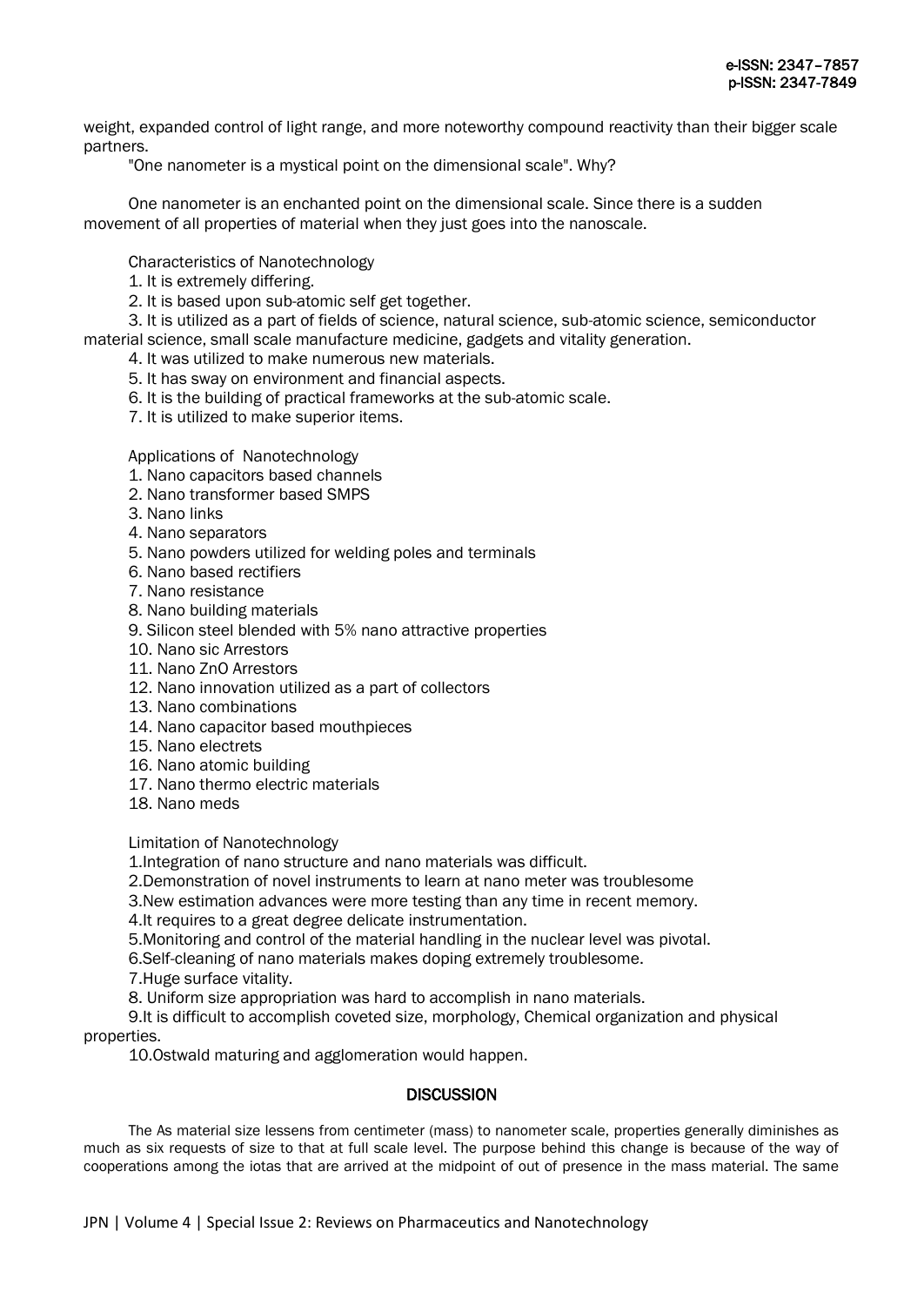weight, expanded control of light range, and more noteworthy compound reactivity than their bigger scale partners.

"One nanometer is a mystical point on the dimensional scale". Why?

One nanometer is an enchanted point on the dimensional scale. Since there is a sudden movement of all properties of material when they just goes into the nanoscale.

Characteristics of Nanotechnology

1. It is extremely differing.
2. It is based upon sub-atomic self get together.
3. It is utilized as a part of fields of science, natural science, sub-atomic science, semiconductor material science, small scale manufacture medicine, gadgets and vitality generation.
4. It was utilized to make numerous new materials.
5. It has sway on environment and financial aspects.
6. It is the building of practical frameworks at the sub-atomic scale.
7. It is utilized to make superior items.

Applications of Nanotechnology

1. Nano capacitors based channels
2. Nano transformer based SMPS
3. Nano links
4. Nano separators
5. Nano powders utilized for welding poles and terminals
6. Nano based rectifiers
7. Nano resistance
8. Nano building materials
9. Silicon steel blended with 5% nano attractive properties
10. Nano sic Arrestors
11. Nano ZnO Arrestors
12. Nano innovation utilized as a part of collectors
13. Nano combinations
14. Nano capacitor based mouthpieces
15. Nano electrets
16. Nano atomic building
17. Nano thermo electric materials
18. Nano meds

Limitation of Nanotechnology

1. Integration of nano structure and nano materials was difficult.
2. Demonstration of novel instruments to learn at nano meter was troublesome
3. New estimation advances were more testing than any time in recent memory.
4. It requires to a great degree delicate instrumentation.
5. Monitoring and control of the material handling in the nuclear level was pivotal.
6. Self-cleaning of nano materials makes doping extremely troublesome.
7. Huge surface vitality.
8. Uniform size appropriation was hard to accomplish in nano materials.
9. It is difficult to accomplish coveted size, morphology, Chemical organization and physical properties.
10. Ostwald maturing and agglomeration would happen.

## DISCUSSION

The As material size lessens from centimeter (mass) to nanometer scale, properties generally diminishes as much as six requests of size to that at full scale level. The purpose behind this change is because of the way of cooperations among the iotas that are arrived at the midpoint of out of presence in the mass material. The same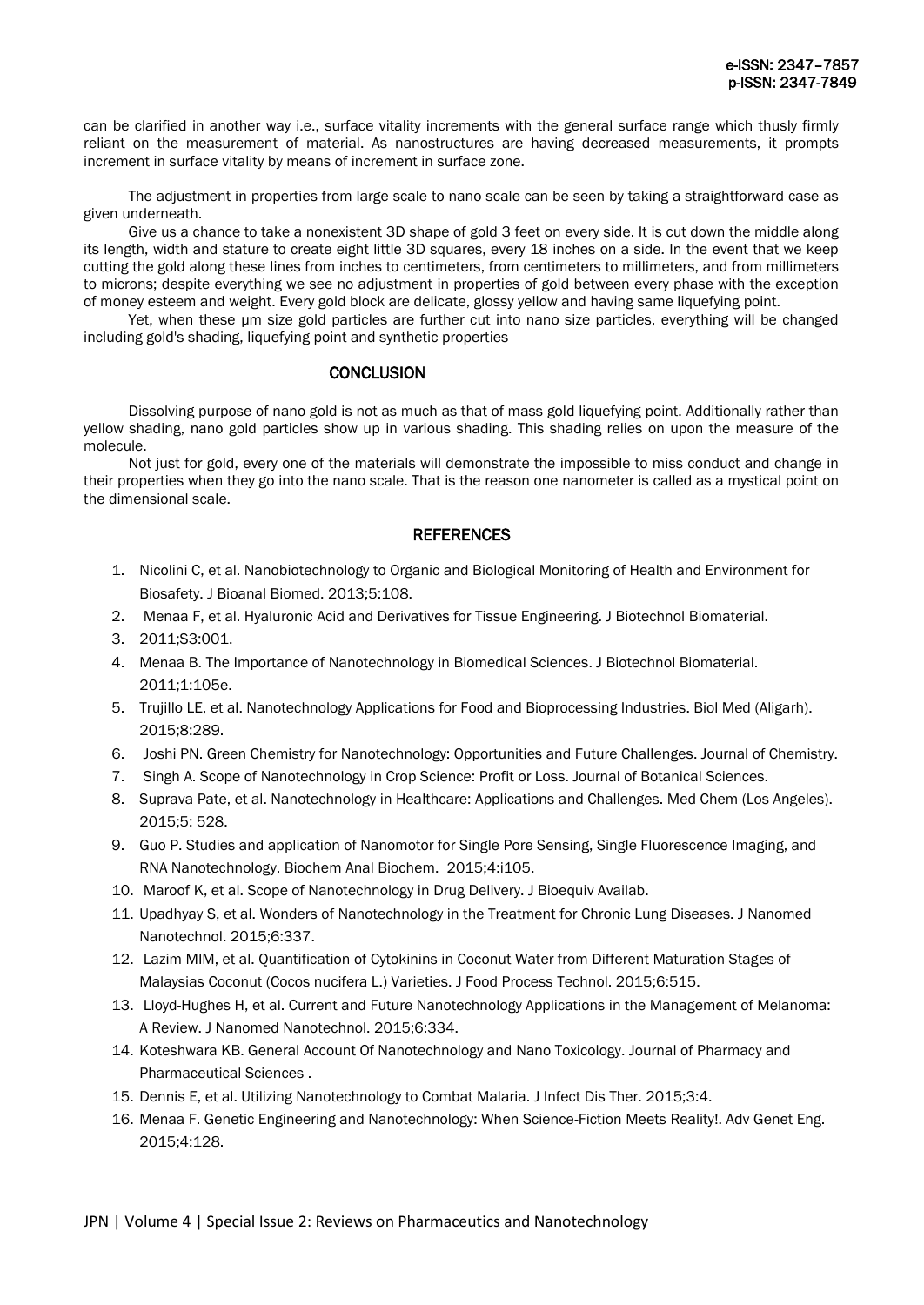can be clarified in another way i.e., surface vitality increments with the general surface range which thusly firmly reliant on the measurement of material. As nanostructures are having decreased measurements, it prompts increment in surface vitality by means of increment in surface zone.

The adjustment in properties from large scale to nano scale can be seen by taking a straightforward case as given underneath.

Give us a chance to take a nonexistent 3D shape of gold 3 feet on every side. It is cut down the middle along its length, width and stature to create eight little 3D squares, every 18 inches on a side. In the event that we keep cutting the gold along these lines from inches to centimeters, from centimeters to millimeters, and from millimeters to microns; despite everything we see no adjustment in properties of gold between every phase with the exception of money esteem and weight. Every gold block are delicate, glossy yellow and having same liquefying point.

Yet, when these μm size gold particles are further cut into nano size particles, everything will be changed including gold's shading, liquefying point and synthetic properties

## CONCLUSION

Dissolving purpose of nano gold is not as much as that of mass gold liquefying point. Additionally rather than yellow shading, nano gold particles show up in various shading. This shading relies on upon the measure of the molecule.

Not just for gold, every one of the materials will demonstrate the impossible to miss conduct and change in their properties when they go into the nano scale. That is the reason one nanometer is called as a mystical point on the dimensional scale.

## REFERENCES

1. Nicolini C, et al. Nanobiotechnology to Organic and Biological Monitoring of Health and Environment for Biosafety. J Bioanal Biomed. 2013;5:108.
2. Menaa F, et al. Hyaluronic Acid and Derivatives for Tissue Engineering. J Biotechnol Biomaterial.
3. 2011;S3:001.
4. Menaa B. The Importance of Nanotechnology in Biomedical Sciences. J Biotechnol Biomaterial. 2011;1:105e.
5. Trujillo LE, et al. Nanotechnology Applications for Food and Bioprocessing Industries. Biol Med (Aligarh). 2015;8:289.
6. Joshi PN. Green Chemistry for Nanotechnology: Opportunities and Future Challenges. Journal of Chemistry.
7. Singh A. Scope of Nanotechnology in Crop Science: Profit or Loss. Journal of Botanical Sciences.
8. Suprava Pate, et al. Nanotechnology in Healthcare: Applications and Challenges. Med Chem (Los Angeles). 2015;5: 528.
9. Guo P. Studies and application of Nanomotor for Single Pore Sensing, Single Fluorescence Imaging, and RNA Nanotechnology. Biochem Anal Biochem. 2015;4:i105.
10. Maroof K, et al. Scope of Nanotechnology in Drug Delivery. J Bioequiv Availab.
11. Upadhyay S, et al. Wonders of Nanotechnology in the Treatment for Chronic Lung Diseases. J Nanomed Nanotechnol. 2015;6:337.
12. Lazim MIM, et al. Quantification of Cytokinins in Coconut Water from Different Maturation Stages of Malaysias Coconut (Cocos nucifera L.) Varieties. J Food Process Technol. 2015;6:515.
13. Lloyd-Hughes H, et al. Current and Future Nanotechnology Applications in the Management of Melanoma: A Review. J Nanomed Nanotechnol. 2015;6:334.
14. Koteshwara KB. General Account Of Nanotechnology and Nano Toxicology. Journal of Pharmacy and Pharmaceutical Sciences .
15. Dennis E, et al. Utilizing Nanotechnology to Combat Malaria. J Infect Dis Ther. 2015;3:4.
16. Menaa F. Genetic Engineering and Nanotechnology: When Science-Fiction Meets Reality!. Adv Genet Eng. 2015;4:128.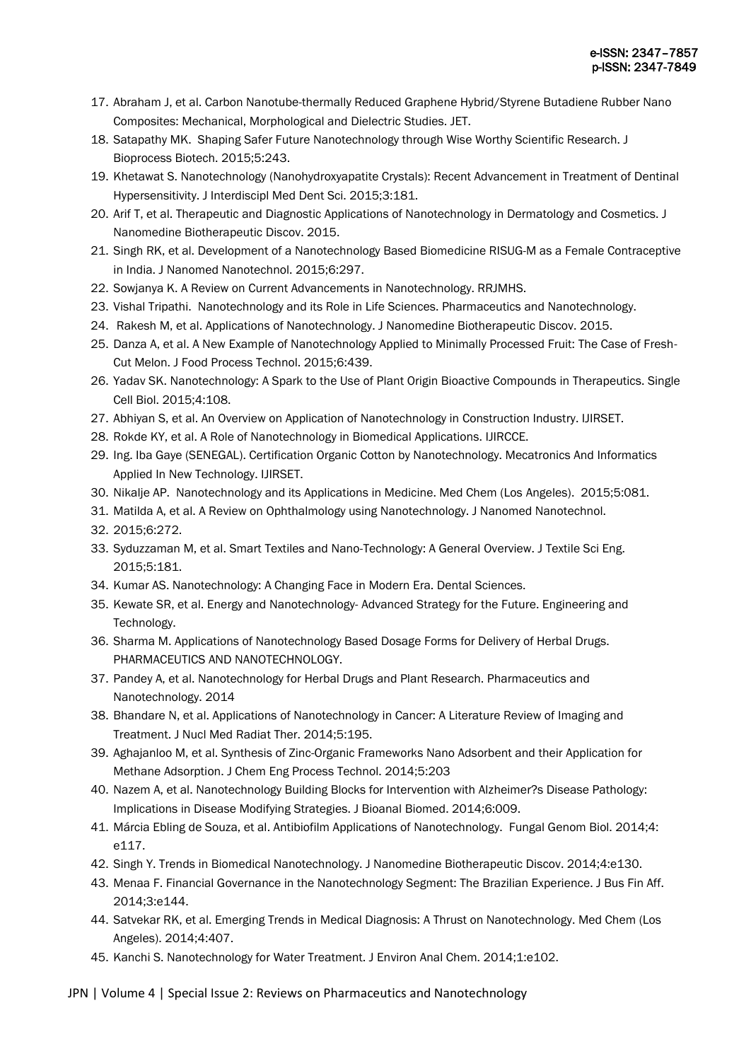17. Abraham J, et al. Carbon Nanotube-thermally Reduced Graphene Hybrid/Styrene Butadiene Rubber Nano Composites: Mechanical, Morphological and Dielectric Studies. JET.
18. Satapathy MK. Shaping Safer Future Nanotechnology through Wise Worthy Scientific Research. J Bioprocess Biotech. 2015;5:243.
19. Khetawat S. Nanotechnology (Nanohydroxyapatite Crystals): Recent Advancement in Treatment of Dentinal Hypersensitivity. J Interdiscipl Med Dent Sci. 2015;3:181.
20. Arif T, et al. Therapeutic and Diagnostic Applications of Nanotechnology in Dermatology and Cosmetics. J Nanomedine Biotherapeutic Discov. 2015.
21. Singh RK, et al. Development of a Nanotechnology Based Biomedicine RISUG-M as a Female Contraceptive in India. J Nanomed Nanotechnol. 2015;6:297.
22. Sowjanya K. A Review on Current Advancements in Nanotechnology. RRJMHS.
23. Vishal Tripathi. Nanotechnology and its Role in Life Sciences. Pharmaceutics and Nanotechnology.
24. Rakesh M, et al. Applications of Nanotechnology. J Nanomedine Biotherapeutic Discov. 2015.
25. Danza A, et al. A New Example of Nanotechnology Applied to Minimally Processed Fruit: The Case of Fresh-Cut Melon. J Food Process Technol. 2015;6:439.
26. Yadav SK. Nanotechnology: A Spark to the Use of Plant Origin Bioactive Compounds in Therapeutics. Single Cell Biol. 2015;4:108.
27. Abhiyan S, et al. An Overview on Application of Nanotechnology in Construction Industry. IJIRSET.
28. Rokde KY, et al. A Role of Nanotechnology in Biomedical Applications. IJIRCCE.
29. Ing. Iba Gaye (SENEGAL). Certification Organic Cotton by Nanotechnology. Mecatronics And Informatics Applied In New Technology. IJIRSET.
30. Nikalje AP. Nanotechnology and its Applications in Medicine. Med Chem (Los Angeles). 2015;5:081.
31. Matilda A, et al. A Review on Ophthalmology using Nanotechnology. J Nanomed Nanotechnol.
32. 2015;6:272.
33. Syduzzaman M, et al. Smart Textiles and Nano-Technology: A General Overview. J Textile Sci Eng. 2015;5:181.
34. Kumar AS. Nanotechnology: A Changing Face in Modern Era. Dental Sciences.
35. Kewate SR, et al. Energy and Nanotechnology- Advanced Strategy for the Future. Engineering and Technology.
36. Sharma M. Applications of Nanotechnology Based Dosage Forms for Delivery of Herbal Drugs. PHARMACEUTICS AND NANOTECHNOLOGY.
37. Pandey A, et al. Nanotechnology for Herbal Drugs and Plant Research. Pharmaceutics and Nanotechnology. 2014
38. Bhandare N, et al. Applications of Nanotechnology in Cancer: A Literature Review of Imaging and Treatment. J Nucl Med Radiat Ther. 2014;5:195.
39. Aghajanloo M, et al. Synthesis of Zinc-Organic Frameworks Nano Adsorbent and their Application for Methane Adsorption. J Chem Eng Process Technol. 2014;5:203
40. Nazem A, et al. Nanotechnology Building Blocks for Intervention with Alzheimer?s Disease Pathology: Implications in Disease Modifying Strategies. J Bioanal Biomed. 2014;6:009.
41. Márcia Ebling de Souza, et al. Antibiofilm Applications of Nanotechnology. Fungal Genom Biol. 2014;4: e117.
42. Singh Y. Trends in Biomedical Nanotechnology. J Nanomedine Biotherapeutic Discov. 2014;4:e130.
43. Menaa F. Financial Governance in the Nanotechnology Segment: The Brazilian Experience. J Bus Fin Aff. 2014;3:e144.
44. Satvekar RK, et al. Emerging Trends in Medical Diagnosis: A Thrust on Nanotechnology. Med Chem (Los Angeles). 2014;4:407.
45. Kanchi S. Nanotechnology for Water Treatment. J Environ Anal Chem. 2014;1:e102.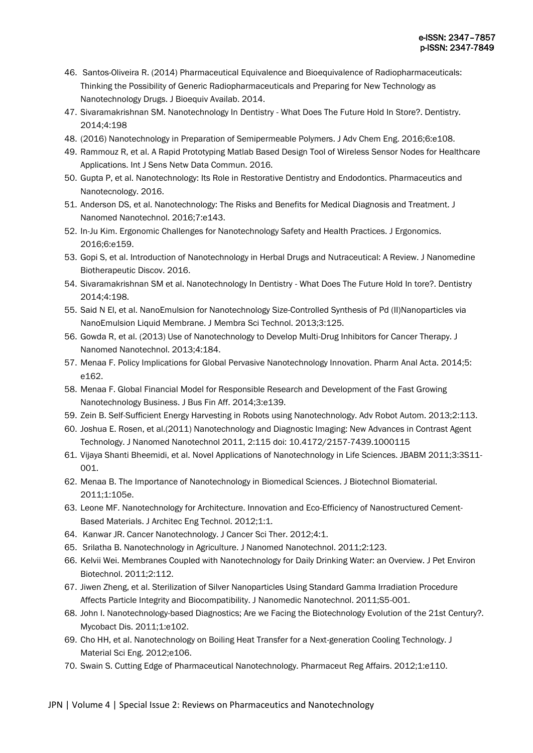46. Santos-Oliveira R. (2014) Pharmaceutical Equivalence and Bioequivalence of Radiopharmaceuticals: Thinking the Possibility of Generic Radiopharmaceuticals and Preparing for New Technology as Nanotechnology Drugs. J Bioequiv Availab. 2014.
47. Sivaramakrishnan SM. Nanotechnology In Dentistry - What Does The Future Hold In Store?. Dentistry. 2014;4:198
48. (2016) Nanotechnology in Preparation of Semipermeable Polymers. J Adv Chem Eng. 2016;6:e108.
49. Rammouz R, et al. A Rapid Prototyping Matlab Based Design Tool of Wireless Sensor Nodes for Healthcare Applications. Int J Sens Netw Data Commun. 2016.
50. Gupta P, et al. Nanotechnology: Its Role in Restorative Dentistry and Endodontics. Pharmaceutics and Nanotecnology. 2016.
51. Anderson DS, et al. Nanotechnology: The Risks and Benefits for Medical Diagnosis and Treatment. J Nanomed Nanotechnol. 2016;7:e143.
52. In-Ju Kim. Ergonomic Challenges for Nanotechnology Safety and Health Practices. J Ergonomics. 2016;6:e159.
53. Gopi S, et al. Introduction of Nanotechnology in Herbal Drugs and Nutraceutical: A Review. J Nanomedine Biotherapeutic Discov. 2016.
54. Sivaramakrishnan SM et al. Nanotechnology In Dentistry - What Does The Future Hold In tore?. Dentistry 2014;4:198.
55. Said N El, et al. NanoEmulsion for Nanotechnology Size-Controlled Synthesis of Pd (II)Nanoparticles via NanoEmulsion Liquid Membrane. J Membra Sci Technol. 2013;3:125.
56. Gowda R, et al. (2013) Use of Nanotechnology to Develop Multi-Drug Inhibitors for Cancer Therapy. J Nanomed Nanotechnol. 2013;4:184.
57. Menaa F. Policy Implications for Global Pervasive Nanotechnology Innovation. Pharm Anal Acta. 2014;5: e162.
58. Menaa F. Global Financial Model for Responsible Research and Development of the Fast Growing Nanotechnology Business. J Bus Fin Aff. 2014;3:e139.
59. Zein B. Self-Sufficient Energy Harvesting in Robots using Nanotechnology. Adv Robot Autom. 2013;2:113.
60. Joshua E. Rosen, et al.(2011) Nanotechnology and Diagnostic Imaging: New Advances in Contrast Agent Technology. J Nanomed Nanotechnol 2011, 2:115 doi: 10.4172/2157-7439.1000115
61. Vijaya Shanti Bheemidi, et al. Novel Applications of Nanotechnology in Life Sciences. JBABM 2011;3:3S11-001.
62. Menaa B. The Importance of Nanotechnology in Biomedical Sciences. J Biotechnol Biomaterial. 2011;1:105e.
63. Leone MF. Nanotechnology for Architecture. Innovation and Eco-Efficiency of Nanostructured Cement-Based Materials. J Architec Eng Technol. 2012;1:1.
64. Kanwar JR. Cancer Nanotechnology. J Cancer Sci Ther. 2012;4:1.
65. Srilatha B. Nanotechnology in Agriculture. J Nanomed Nanotechnol. 2011;2:123.
66. Kelvii Wei. Membranes Coupled with Nanotechnology for Daily Drinking Water: an Overview. J Pet Environ Biotechnol. 2011;2:112.
67. Jiwen Zheng, et al. Sterilization of Silver Nanoparticles Using Standard Gamma Irradiation Procedure Affects Particle Integrity and Biocompatibility. J Nanomedic Nanotechnol. 2011;S5-001.
68. John I. Nanotechnology-based Diagnostics; Are we Facing the Biotechnology Evolution of the 21st Century?. Mycobact Dis. 2011;1:e102.
69. Cho HH, et al. Nanotechnology on Boiling Heat Transfer for a Next-generation Cooling Technology. J Material Sci Eng. 2012;e106.
70. Swain S. Cutting Edge of Pharmaceutical Nanotechnology. Pharmaceut Reg Affairs. 2012;1:e110.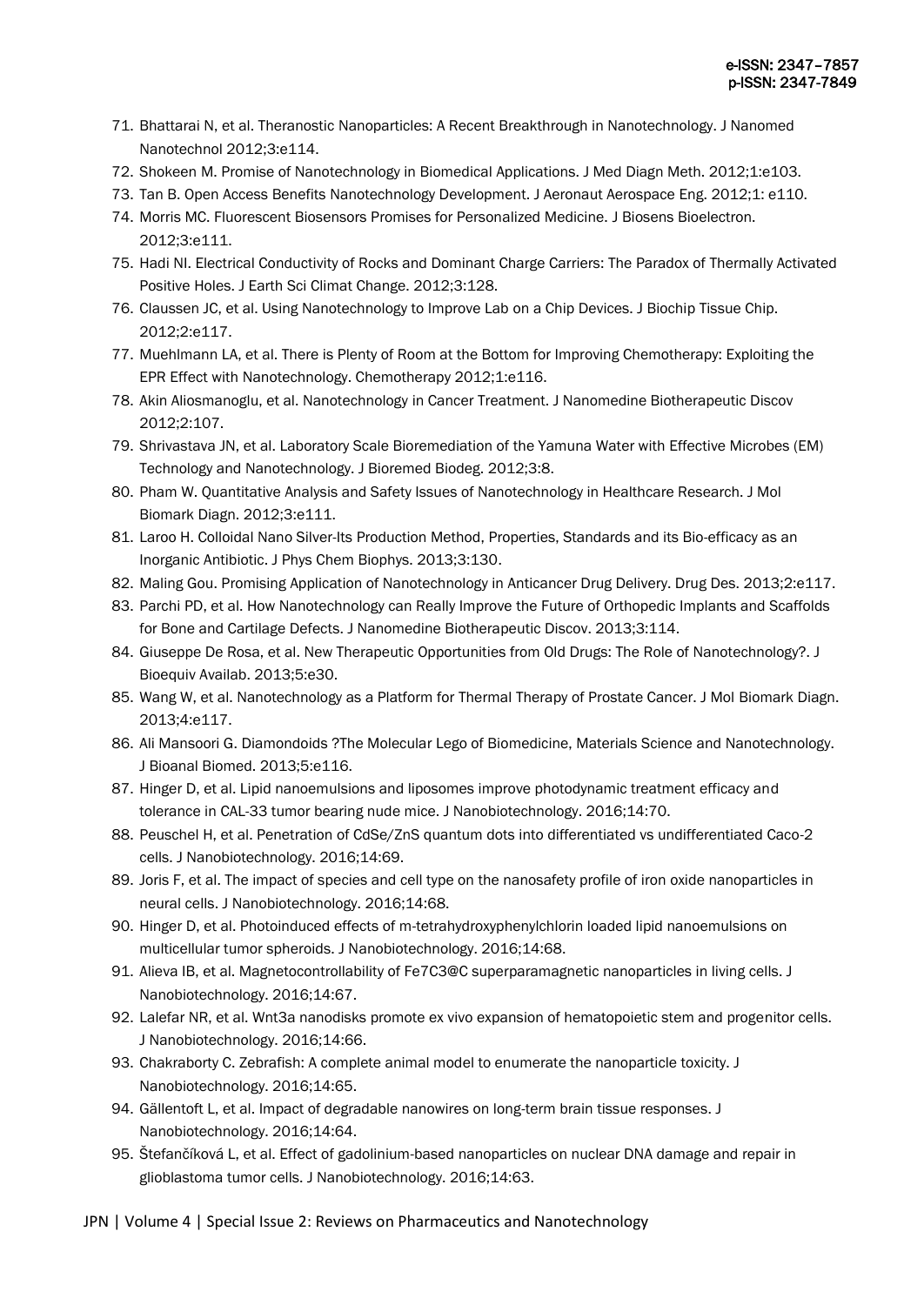71. Bhattarai N, et al. Theranostic Nanoparticles: A Recent Breakthrough in Nanotechnology. J Nanomed Nanotechnol 2012;3:e114.
72. Shokeen M. Promise of Nanotechnology in Biomedical Applications. J Med Diagn Meth. 2012;1:e103.
73. Tan B. Open Access Benefits Nanotechnology Development. J Aeronaut Aerospace Eng. 2012;1: e110.
74. Morris MC. Fluorescent Biosensors Promises for Personalized Medicine. J Biosens Bioelectron. 2012;3:e111.
75. Hadi NI. Electrical Conductivity of Rocks and Dominant Charge Carriers: The Paradox of Thermally Activated Positive Holes. J Earth Sci Climat Change. 2012;3:128.
76. Claussen JC, et al. Using Nanotechnology to Improve Lab on a Chip Devices. J Biochip Tissue Chip. 2012;2:e117.
77. Muehlmann LA, et al. There is Plenty of Room at the Bottom for Improving Chemotherapy: Exploiting the EPR Effect with Nanotechnology. Chemotherapy 2012;1:e116.
78. Akin Aliosmanoglu, et al. Nanotechnology in Cancer Treatment. J Nanomedine Biotherapeutic Discov 2012;2:107.
79. Shrivastava JN, et al. Laboratory Scale Bioremediation of the Yamuna Water with Effective Microbes (EM) Technology and Nanotechnology. J Bioremed Biodeg. 2012;3:8.
80. Pham W. Quantitative Analysis and Safety Issues of Nanotechnology in Healthcare Research. J Mol Biomark Diagn. 2012;3:e111.
81. Laroo H. Colloidal Nano Silver-Its Production Method, Properties, Standards and its Bio-efficacy as an Inorganic Antibiotic. J Phys Chem Biophys. 2013;3:130.
82. Maling Gou. Promising Application of Nanotechnology in Anticancer Drug Delivery. Drug Des. 2013;2:e117.
83. Parchi PD, et al. How Nanotechnology can Really Improve the Future of Orthopedic Implants and Scaffolds for Bone and Cartilage Defects. J Nanomedine Biotherapeutic Discov. 2013;3:114.
84. Giuseppe De Rosa, et al. New Therapeutic Opportunities from Old Drugs: The Role of Nanotechnology?. J Bioequiv Availab. 2013;5:e30.
85. Wang W, et al. Nanotechnology as a Platform for Thermal Therapy of Prostate Cancer. J Mol Biomark Diagn. 2013;4:e117.
86. Ali Mansoori G. Diamondoids ?The Molecular Lego of Biomedicine, Materials Science and Nanotechnology. J Bioanal Biomed. 2013;5:e116.
87. Hinger D, et al. Lipid nanoemulsions and liposomes improve photodynamic treatment efficacy and tolerance in CAL-33 tumor bearing nude mice. J Nanobiotechnology. 2016;14:70.
88. Peuschel H, et al. Penetration of CdSe/ZnS quantum dots into differentiated vs undifferentiated Caco-2 cells. J Nanobiotechnology. 2016;14:69.
89. Joris F, et al. The impact of species and cell type on the nanosafety profile of iron oxide nanoparticles in neural cells. J Nanobiotechnology. 2016;14:68.
90. Hinger D, et al. Photoinduced effects of m-tetrahydroxyphenylchlorin loaded lipid nanoemulsions on multicellular tumor spheroids. J Nanobiotechnology. 2016;14:68.
91. Alieva IB, et al. Magnetocontrollability of $Fe_7C_3$@C superparamagnetic nanoparticles in living cells. J Nanobiotechnology. 2016;14:67.
92. Lalefar NR, et al. Wnt3a nanodisks promote ex vivo expansion of hematopoietic stem and progenitor cells. J Nanobiotechnology. 2016;14:66.
93. Chakraborty C. Zebrafish: A complete animal model to enumerate the nanoparticle toxicity. J Nanobiotechnology. 2016;14:65.
94. Gällentoft L, et al. Impact of degradable nanowires on long-term brain tissue responses. J Nanobiotechnology. 2016;14:64.
95. Štefančíková L, et al. Effect of gadolinium-based nanoparticles on nuclear DNA damage and repair in glioblastoma tumor cells. J Nanobiotechnology. 2016;14:63.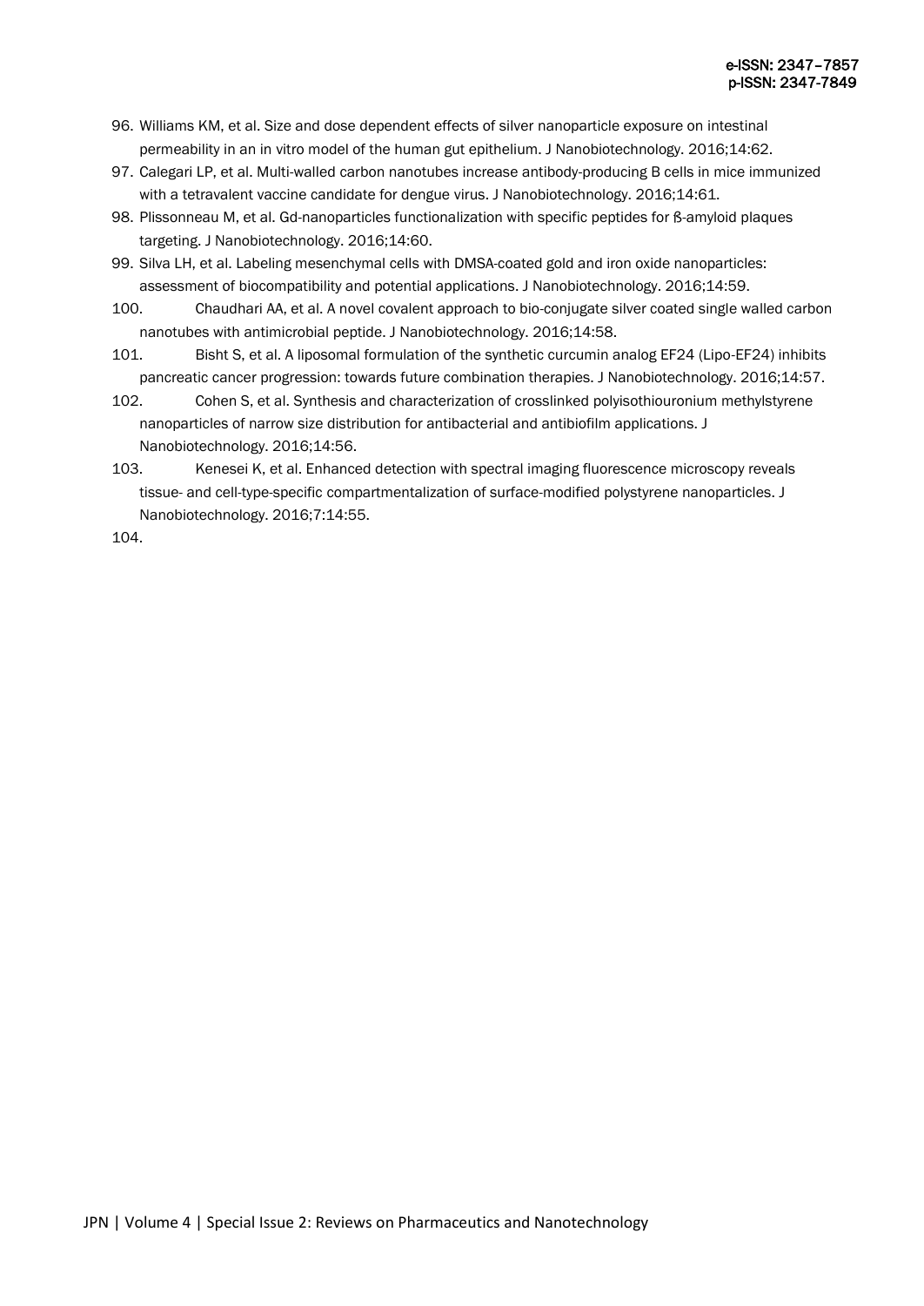96. Williams KM, et al. Size and dose dependent effects of silver nanoparticle exposure on intestinal permeability in an in vitro model of the human gut epithelium. J Nanobiotechnology. 2016;14:62.
97. Calegari LP, et al. Multi-walled carbon nanotubes increase antibody-producing B cells in mice immunized with a tetravalent vaccine candidate for dengue virus. J Nanobiotechnology. 2016;14:61.
98. Plissonneau M, et al. Gd-nanoparticles functionalization with specific peptides for ß-amyloid plaques targeting. J Nanobiotechnology. 2016;14:60.
99. Silva LH, et al. Labeling mesenchymal cells with DMSA-coated gold and iron oxide nanoparticles: assessment of biocompatibility and potential applications. J Nanobiotechnology. 2016;14:59.
100. Chaudhari AA, et al. A novel covalent approach to bio-conjugate silver coated single walled carbon nanotubes with antimicrobial peptide. J Nanobiotechnology. 2016;14:58.
101. Bisht S, et al. A liposomal formulation of the synthetic curcumin analog EF24 (Lipo-EF24) inhibits pancreatic cancer progression: towards future combination therapies. J Nanobiotechnology. 2016;14:57.
102. Cohen S, et al. Synthesis and characterization of crosslinked polyisothiouronium methylstyrene nanoparticles of narrow size distribution for antibacterial and antibiofilm applications. J Nanobiotechnology. 2016;14:56.
103. Kenesei K, et al. Enhanced detection with spectral imaging fluorescence microscopy reveals tissue- and cell-type-specific compartmentalization of surface-modified polystyrene nanoparticles. J Nanobiotechnology. 2016;7:14:55.
104.